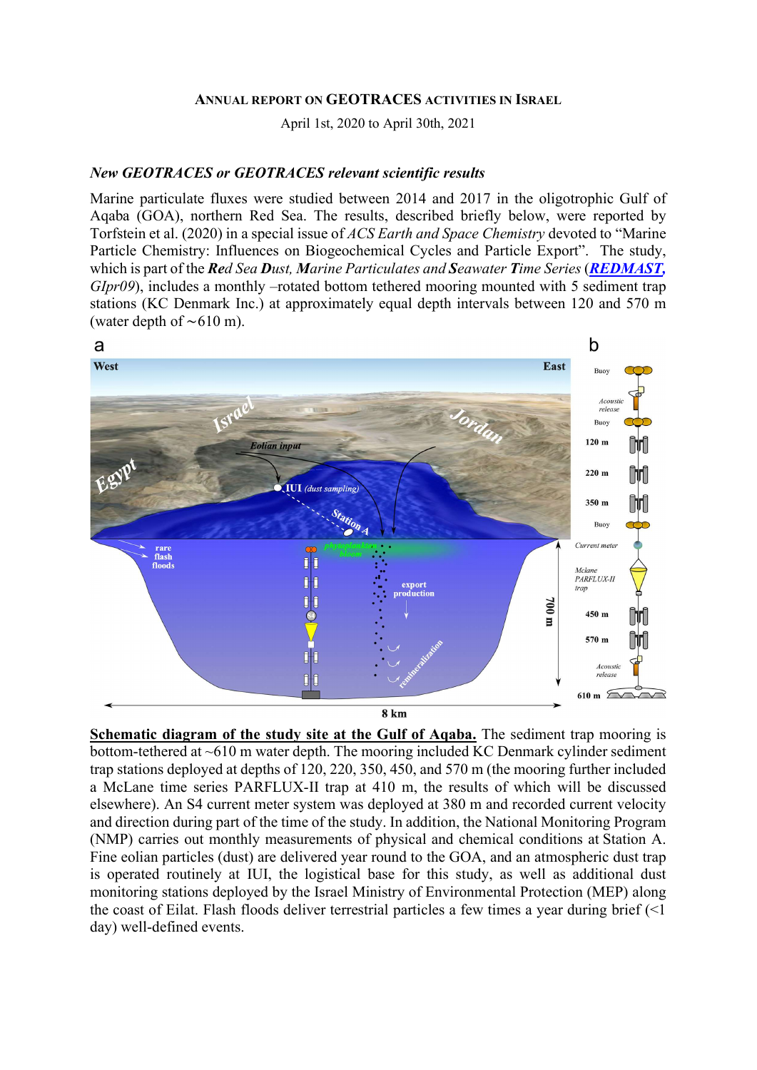# ANNUAL REPORT ON GEOTRACES ACTIVITIES IN ISRAEL

April 1st, 2020 to April 30th, 2021

### *New GEOTRACES or GEOTRACES relevant scientific results*

Marine particulate fluxes were studied between 2014 and 2017 in the oligotrophic Gulf of Aqaba (GOA), northern Red Sea. The results, described briefly below, were reported by Torfstein et al. (2020) in a special issue of *ACS Earth and Space Chemistry* devoted to "Marine Particle Chemistry: Influences on Biogeochemical Cycles and Particle Export". The study, which is part of the ***Re**d Sea **D**ust, **M**arine Particulates and **S**eawater **T**ime Series* (***REDMAST,*** *GIpr09*), includes a monthly –rotated bottom tethered mooring mounted with 5 sediment trap stations (KC Denmark Inc.) at approximately equal depth intervals between 120 and 570 m (water depth of ~610 m).

**Schematic diagram of the study site at the Gulf of Aqaba.** The sediment trap mooring is bottom-tethered at ~610 m water depth. The mooring included KC Denmark cylinder sediment trap stations deployed at depths of 120, 220, 350, 450, and 570 m (the mooring further included a McLane time series PARFLUX-II trap at 410 m, the results of which will be discussed elsewhere). An S4 current meter system was deployed at 380 m and recorded current velocity and direction during part of the time of the study. In addition, the National Monitoring Program (NMP) carries out monthly measurements of physical and chemical conditions at Station A. Fine eolian particles (dust) are delivered year round to the GOA, and an atmospheric dust trap is operated routinely at IUI, the logistical base for this study, as well as additional dust monitoring stations deployed by the Israel Ministry of Environmental Protection (MEP) along the coast of Eilat. Flash floods deliver terrestrial particles a few times a year during brief (<1 day) well-defined events.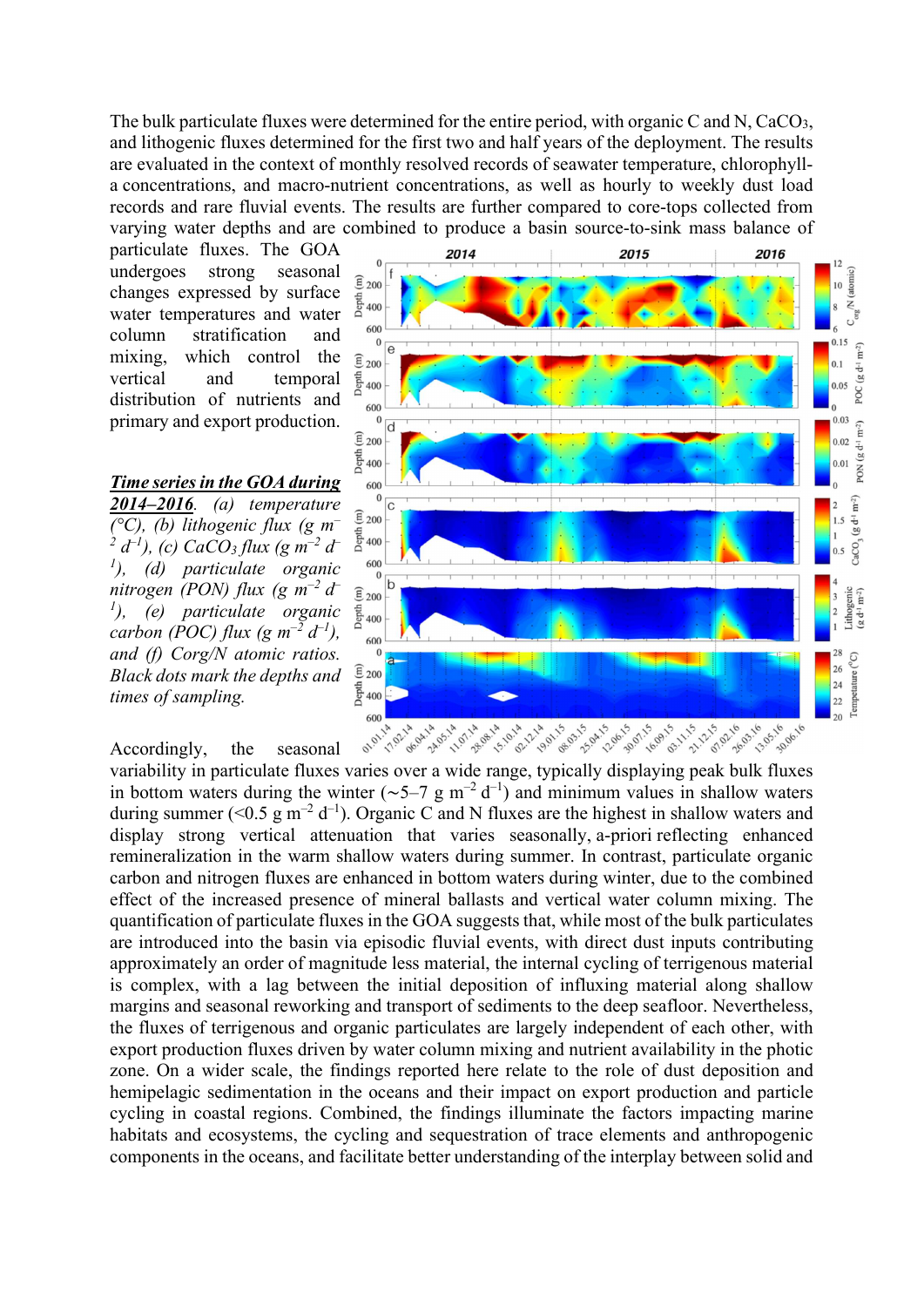The bulk particulate fluxes were determined for the entire period, with organic C and N, $CaCO_3$, and lithogenic fluxes determined for the first two and half years of the deployment. The results are evaluated in the context of monthly resolved records of seawater temperature, chlorophyll-a concentrations, and macro-nutrient concentrations, as well as hourly to weekly dust load records and rare fluvial events. The results are further compared to core-tops collected from varying water depths and are combined to produce a basin source-to-sink mass balance of particulate fluxes. The GOA undergoes strong seasonal changes expressed by surface water temperatures and water column stratification and mixing, which control the vertical and temporal distribution of nutrients and primary and export production.

***Time series in the GOA during 2014–2016***. *(a) temperature (°C), (b) lithogenic flux (g m$^{-2}$ d$^{-1}$), (c) $CaCO_3$ flux (g m$^{-2}$ d$^{-1}$), (d) particulate organic nitrogen (PON) flux (g m$^{-2}$ d$^{-1}$), (e) particulate organic carbon (POC) flux (g m$^{-2}$ d$^{-1}$), and (f) $C_{org}$/N atomic ratios. Black dots mark the depths and times of sampling.*

Accordingly, the seasonal variability in particulate fluxes varies over a wide range, typically displaying peak bulk fluxes in bottom waters during the winter (~5–7 g m$^{-2}$ d$^{-1}$) and minimum values in shallow waters during summer (<0.5 g m$^{-2}$ d$^{-1}$). Organic C and N fluxes are the highest in shallow waters and display strong vertical attenuation that varies seasonally, a-priori reflecting enhanced remineralization in the warm shallow waters during summer. In contrast, particulate organic carbon and nitrogen fluxes are enhanced in bottom waters during winter, due to the combined effect of the increased presence of mineral ballasts and vertical water column mixing. The quantification of particulate fluxes in the GOA suggests that, while most of the bulk particulates are introduced into the basin via episodic fluvial events, with direct dust inputs contributing approximately an order of magnitude less material, the internal cycling of terrigenous material is complex, with a lag between the initial deposition of influxing material along shallow margins and seasonal reworking and transport of sediments to the deep seafloor. Nevertheless, the fluxes of terrigenous and organic particulates are largely independent of each other, with export production fluxes driven by water column mixing and nutrient availability in the photic zone. On a wider scale, the findings reported here relate to the role of dust deposition and hemipelagic sedimentation in the oceans and their impact on export production and particle cycling in coastal regions. Combined, the findings illuminate the factors impacting marine habitats and ecosystems, the cycling and sequestration of trace elements and anthropogenic components in the oceans, and facilitate better understanding of the interplay between solid and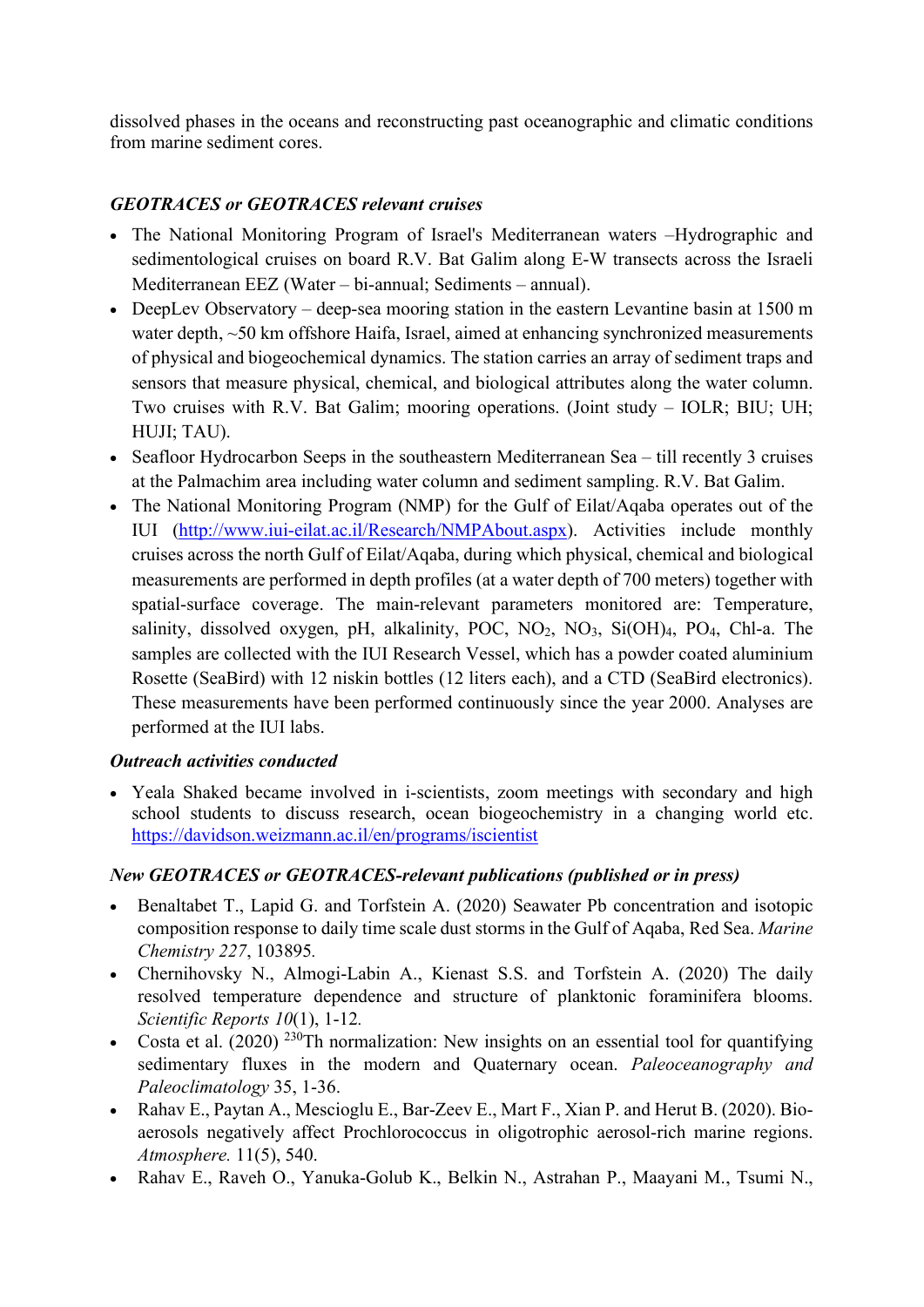dissolved phases in the oceans and reconstructing past oceanographic and climatic conditions from marine sediment cores.

### *GEOTRACES or GEOTRACES relevant cruises*

- The National Monitoring Program of Israel's Mediterranean waters –Hydrographic and sedimentological cruises on board R.V. Bat Galim along E-W transects across the Israeli Mediterranean EEZ (Water – bi-annual; Sediments – annual).
- DeepLev Observatory – deep-sea mooring station in the eastern Levantine basin at 1500 m water depth, ~50 km offshore Haifa, Israel, aimed at enhancing synchronized measurements of physical and biogeochemical dynamics. The station carries an array of sediment traps and sensors that measure physical, chemical, and biological attributes along the water column. Two cruises with R.V. Bat Galim; mooring operations. (Joint study – IOLR; BIU; UH; HUJI; TAU).
- Seafloor Hydrocarbon Seeps in the southeastern Mediterranean Sea – till recently 3 cruises at the Palmachim area including water column and sediment sampling. R.V. Bat Galim.
- The National Monitoring Program (NMP) for the Gulf of Eilat/Aqaba operates out of the IUI (http://www.iui-eilat.ac.il/Research/NMPAbout.aspx). Activities include monthly cruises across the north Gulf of Eilat/Aqaba, during which physical, chemical and biological measurements are performed in depth profiles (at a water depth of 700 meters) together with spatial-surface coverage. The main-relevant parameters monitored are: Temperature, salinity, dissolved oxygen, pH, alkalinity, POC, $NO_2$, $NO_3$, $Si(OH)_4$, $PO_4$, Chl-a. The samples are collected with the IUI Research Vessel, which has a powder coated aluminium Rosette (SeaBird) with 12 niskin bottles (12 liters each), and a CTD (SeaBird electronics). These measurements have been performed continuously since the year 2000. Analyses are performed at the IUI labs.

### *Outreach activities conducted*

- Yeala Shaked became involved in i-scientists, zoom meetings with secondary and high school students to discuss research, ocean biogeochemistry in a changing world etc. https://davidson.weizmann.ac.il/en/programs/iscientist

### *New GEOTRACES or GEOTRACES-relevant publications (published or in press)*

- Benaltabet T., Lapid G. and Torfstein A. (2020) Seawater Pb concentration and isotopic composition response to daily time scale dust storms in the Gulf of Aqaba, Red Sea. *Marine Chemistry 227*, 103895.
- Chernihovsky N., Almogi-Labin A., Kienast S.S. and Torfstein A. (2020) The daily resolved temperature dependence and structure of planktonic foraminifera blooms. *Scientific Reports 10*(1), 1-12.
- Costa et al. (2020) $^{230}$Th normalization: New insights on an essential tool for quantifying sedimentary fluxes in the modern and Quaternary ocean. *Paleoceanography and Paleoclimatology* 35, 1-36.
- Rahav E., Paytan A., Mescioglu E., Bar-Zeev E., Mart F., Xian P. and Herut B. (2020). Bio-aerosols negatively affect Prochlorococcus in oligotrophic aerosol-rich marine regions. *Atmosphere.* 11(5), 540.
- Rahav E., Raveh O., Yanuka-Golub K., Belkin N., Astrahan P., Maayani M., Tsumi N.,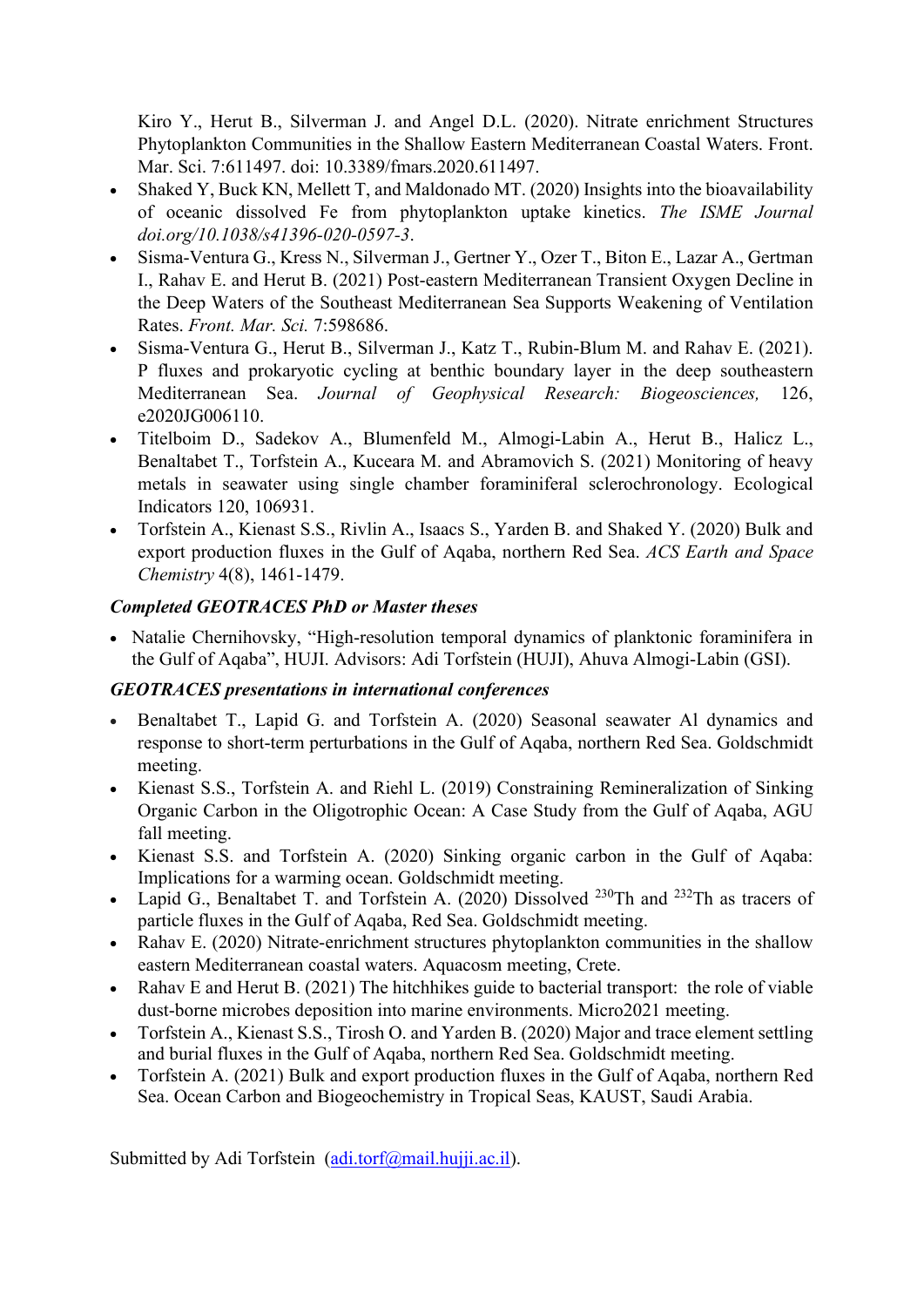Kiro Y., Herut B., Silverman J. and Angel D.L. (2020). Nitrate enrichment Structures Phytoplankton Communities in the Shallow Eastern Mediterranean Coastal Waters. Front. Mar. Sci. 7:611497. doi: 10.3389/fmars.2020.611497.

- Shaked Y, Buck KN, Mellett T, and Maldonado MT. (2020) Insights into the bioavailability of oceanic dissolved Fe from phytoplankton uptake kinetics. *The ISME Journal doi.org/10.1038/s41396-020-0597-3*.
- Sisma-Ventura G., Kress N., Silverman J., Gertner Y., Ozer T., Biton E., Lazar A., Gertman I., Rahav E. and Herut B. (2021) Post-eastern Mediterranean Transient Oxygen Decline in the Deep Waters of the Southeast Mediterranean Sea Supports Weakening of Ventilation Rates. *Front. Mar. Sci.* 7:598686.
- Sisma-Ventura G., Herut B., Silverman J., Katz T., Rubin-Blum M. and Rahav E. (2021). P fluxes and prokaryotic cycling at benthic boundary layer in the deep southeastern Mediterranean Sea. *Journal of Geophysical Research: Biogeosciences,* 126, e2020JG006110.
- Titelboim D., Sadekov A., Blumenfeld M., Almogi-Labin A., Herut B., Halicz L., Benaltabet T., Torfstein A., Kuceara M. and Abramovich S. (2021) Monitoring of heavy metals in seawater using single chamber foraminiferal sclerochronology. Ecological Indicators 120, 106931.
- Torfstein A., Kienast S.S., Rivlin A., Isaacs S., Yarden B. and Shaked Y. (2020) Bulk and export production fluxes in the Gulf of Aqaba, northern Red Sea. *ACS Earth and Space Chemistry* 4(8), 1461-1479.

### *Completed GEOTRACES PhD or Master theses*

- Natalie Chernihovsky, "High-resolution temporal dynamics of planktonic foraminifera in the Gulf of Aqaba", HUJI. Advisors: Adi Torfstein (HUJI), Ahuva Almogi-Labin (GSI).

### *GEOTRACES presentations in international conferences*

- Benaltabet T., Lapid G. and Torfstein A. (2020) Seasonal seawater Al dynamics and response to short-term perturbations in the Gulf of Aqaba, northern Red Sea. Goldschmidt meeting.
- Kienast S.S., Torfstein A. and Riehl L. (2019) Constraining Remineralization of Sinking Organic Carbon in the Oligotrophic Ocean: A Case Study from the Gulf of Aqaba, AGU fall meeting.
- Kienast S.S. and Torfstein A. (2020) Sinking organic carbon in the Gulf of Aqaba: Implications for a warming ocean. Goldschmidt meeting.
- Lapid G., Benaltabet T. and Torfstein A. (2020) Dissolved $^{230}$Th and $^{232}$Th as tracers of particle fluxes in the Gulf of Aqaba, Red Sea. Goldschmidt meeting.
- Rahav E. (2020) Nitrate-enrichment structures phytoplankton communities in the shallow eastern Mediterranean coastal waters. Aquacosm meeting, Crete.
- Rahav E and Herut B. (2021) The hitchhikes guide to bacterial transport: the role of viable dust-borne microbes deposition into marine environments. Micro2021 meeting.
- Torfstein A., Kienast S.S., Tirosh O. and Yarden B. (2020) Major and trace element settling and burial fluxes in the Gulf of Aqaba, northern Red Sea. Goldschmidt meeting.
- Torfstein A. (2021) Bulk and export production fluxes in the Gulf of Aqaba, northern Red Sea. Ocean Carbon and Biogeochemistry in Tropical Seas, KAUST, Saudi Arabia.

Submitted by Adi Torfstein (adi.torf@mail.hujji.ac.il).